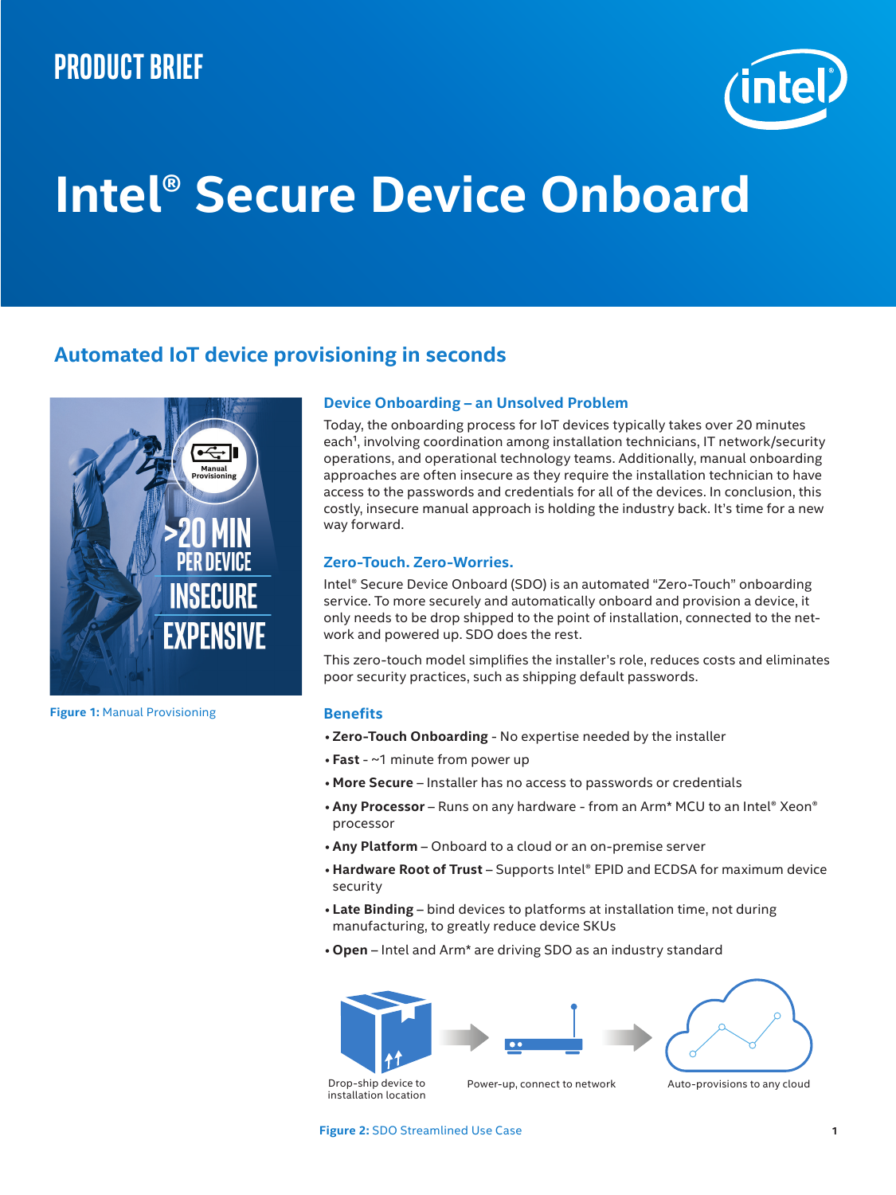PRODUCT BRIEF

# Intel® Secure Device Onboard

## Automated IoT device provisioning in seconds

**Figure 1:** Manual Provisioning

### Device Onboarding – an Unsolved Problem

Today, the onboarding process for IoT devices typically takes over 20 minutes each[1], involving coordination among installation technicians, IT network/security operations, and operational technology teams. Additionally, manual onboarding approaches are often insecure as they require the installation technician to have access to the passwords and credentials for all of the devices. In conclusion, this costly, insecure manual approach is holding the industry back. It's time for a new way forward.

### Zero-Touch. Zero-Worries.

Intel® Secure Device Onboard (SDO) is an automated "Zero-Touch" onboarding service. To more securely and automatically onboard and provision a device, it only needs to be drop shipped to the point of installation, connected to the network and powered up. SDO does the rest.

This zero-touch model simplifies the installer's role, reduces costs and eliminates poor security practices, such as shipping default passwords.

### Benefits

- **Zero-Touch Onboarding** - No expertise needed by the installer
- **Fast** - ~1 minute from power up
- **More Secure** – Installer has no access to passwords or credentials
- **Any Processor** – Runs on any hardware - from an Arm* MCU to an Intel® Xeon® processor
- **Any Platform** – Onboard to a cloud or an on-premise server
- **Hardware Root of Trust** – Supports Intel® EPID and ECDSA for maximum device security
- **Late Binding** – bind devices to platforms at installation time, not during manufacturing, to greatly reduce device SKUs
- **Open** – Intel and Arm* are driving SDO as an industry standard

Drop-ship device to installation location → Power-up, connect to network → Auto-provisions to any cloud

**Figure 2:** SDO Streamlined Use Case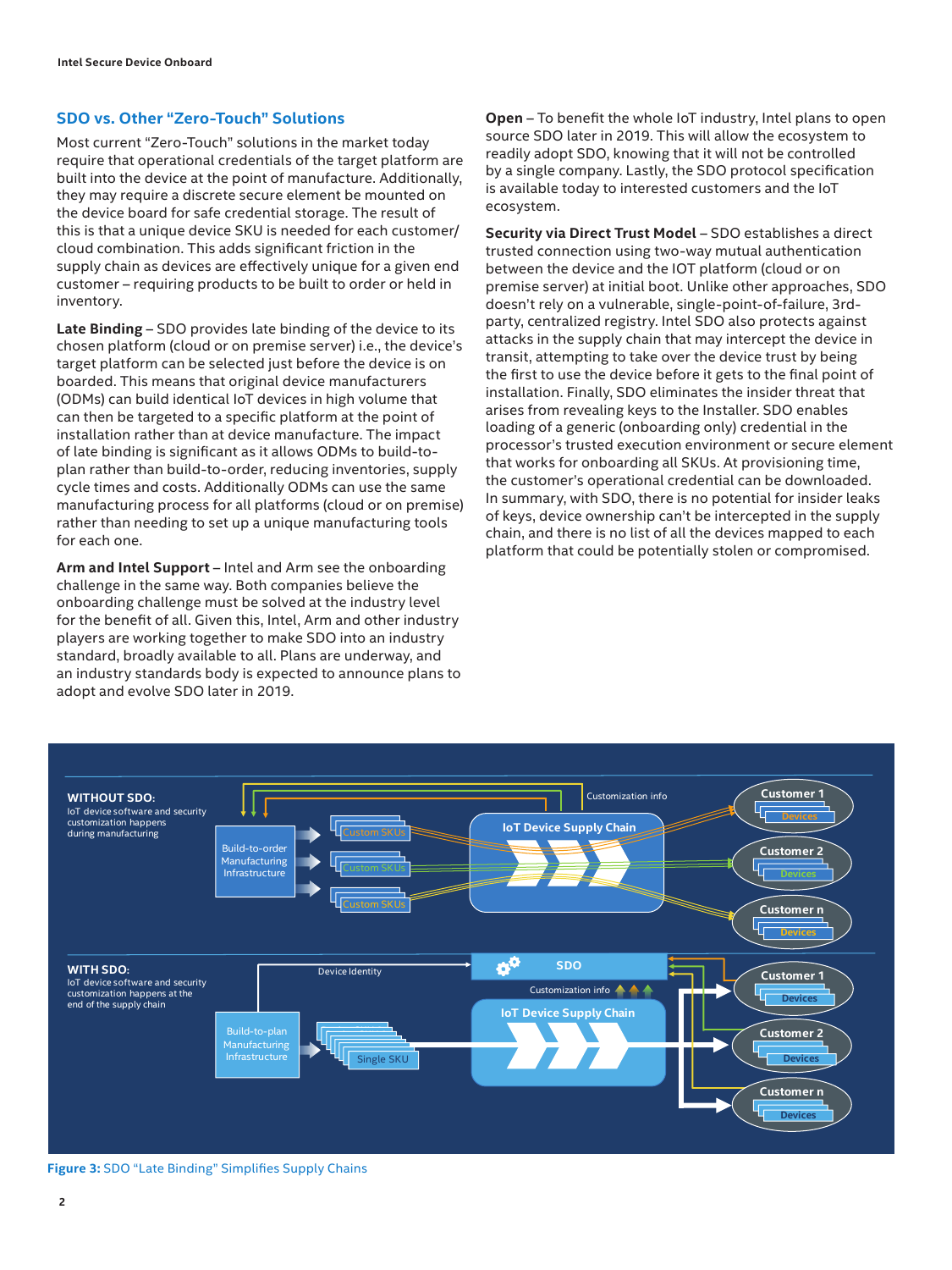## SDO vs. Other "Zero-Touch" Solutions

Most current "Zero-Touch" solutions in the market today require that operational credentials of the target platform are built into the device at the point of manufacture. Additionally, they may require a discrete secure element be mounted on the device board for safe credential storage. The result of this is that a unique device SKU is needed for each customer/cloud combination. This adds significant friction in the supply chain as devices are effectively unique for a given end customer – requiring products to be built to order or held in inventory.

**Late Binding** – SDO provides late binding of the device to its chosen platform (cloud or on premise server) i.e., the device's target platform can be selected just before the device is on boarded. This means that original device manufacturers (ODMs) can build identical IoT devices in high volume that can then be targeted to a specific platform at the point of installation rather than at device manufacture. The impact of late binding is significant as it allows ODMs to build-to-plan rather than build-to-order, reducing inventories, supply cycle times and costs. Additionally ODMs can use the same manufacturing process for all platforms (cloud or on premise) rather than needing to set up a unique manufacturing tools for each one.

**Arm and Intel Support** – Intel and Arm see the onboarding challenge in the same way. Both companies believe the onboarding challenge must be solved at the industry level for the benefit of all. Given this, Intel, Arm and other industry players are working together to make SDO into an industry standard, broadly available to all. Plans are underway, and an industry standards body is expected to announce plans to adopt and evolve SDO later in 2019.

**Open** – To benefit the whole IoT industry, Intel plans to open source SDO later in 2019. This will allow the ecosystem to readily adopt SDO, knowing that it will not be controlled by a single company. Lastly, the SDO protocol specification is available today to interested customers and the IoT ecosystem.

**Security via Direct Trust Model** – SDO establishes a direct trusted connection using two-way mutual authentication between the device and the IOT platform (cloud or on premise server) at initial boot. Unlike other approaches, SDO doesn't rely on a vulnerable, single-point-of-failure, 3rd-party, centralized registry. Intel SDO also protects against attacks in the supply chain that may intercept the device in transit, attempting to take over the device trust by being the first to use the device before it gets to the final point of installation. Finally, SDO eliminates the insider threat that arises from revealing keys to the Installer. SDO enables loading of a generic (onboarding only) credential in the processor's trusted execution environment or secure element that works for onboarding all SKUs. At provisioning time, the customer's operational credential can be downloaded. In summary, with SDO, there is no potential for insider leaks of keys, device ownership can't be intercepted in the supply chain, and there is no list of all the devices mapped to each platform that could be potentially stolen or compromised.

**Figure 3:** SDO "Late Binding" Simplifies Supply Chains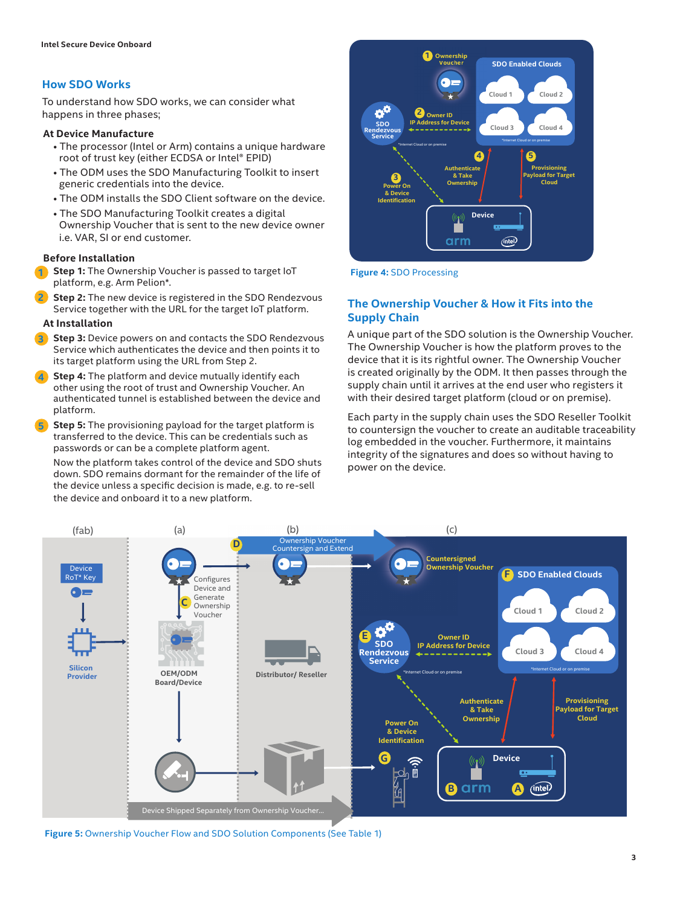## How SDO Works

To understand how SDO works, we can consider what happens in three phases;

### At Device Manufacture

- The processor (Intel or Arm) contains a unique hardware root of trust key (either ECDSA or Intel® EPID)
- The ODM uses the SDO Manufacturing Toolkit to insert generic credentials into the device.
- The ODM installs the SDO Client software on the device.
- The SDO Manufacturing Toolkit creates a digital Ownership Voucher that is sent to the new device owner i.e. VAR, SI or end customer.

### Before Installation

1. **Step 1:** The Ownership Voucher is passed to target IoT platform, e.g. Arm Pelion*.
2. **Step 2:** The new device is registered in the SDO Rendezvous Service together with the URL for the target IoT platform.

### At Installation

3. **Step 3:** Device powers on and contacts the SDO Rendezvous Service which authenticates the device and then points it to its target platform using the URL from Step 2.
4. **Step 4:** The platform and device mutually identify each other using the root of trust and Ownership Voucher. An authenticated tunnel is established between the device and platform.
5. **Step 5:** The provisioning payload for the target platform is transferred to the device. This can be credentials such as passwords or can be a complete platform agent.

Now the platform takes control of the device and SDO shuts down. SDO remains dormant for the remainder of the life of the device unless a specific decision is made, e.g. to re-sell the device and onboard it to a new platform.

**Figure 4:** SDO Processing

## The Ownership Voucher & How it Fits into the Supply Chain

A unique part of the SDO solution is the Ownership Voucher. The Ownership Voucher is how the platform proves to the device that it is its rightful owner. The Ownership Voucher is created originally by the ODM. It then passes through the supply chain until it arrives at the end user who registers it with their desired target platform (cloud or on premise).

Each party in the supply chain uses the SDO Reseller Toolkit to countersign the voucher to create an auditable traceability log embedded in the voucher. Furthermore, it maintains integrity of the signatures and does so without having to power on the device.

**Figure 5:** Ownership Voucher Flow and SDO Solution Components (See Table 1)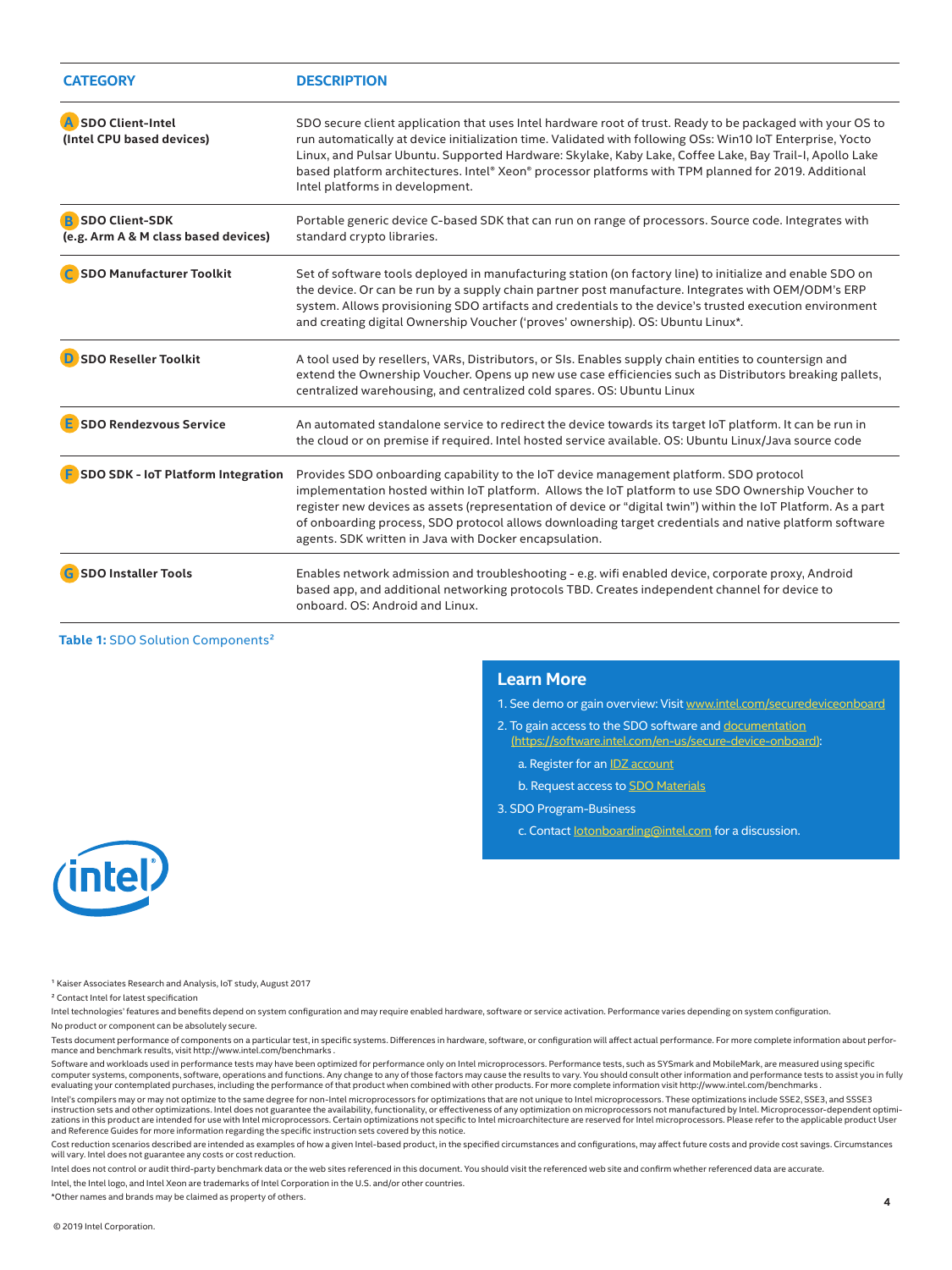| CATEGORY | DESCRIPTION |
|---|---|
| A SDO Client-Intel (Intel CPU based devices) | SDO secure client application that uses Intel hardware root of trust. Ready to be packaged with your OS to run automatically at device initialization time. Validated with following OSs: Win10 IoT Enterprise, Yocto Linux, and Pulsar Ubuntu. Supported Hardware: Skylake, Kaby Lake, Coffee Lake, Bay Trail-I, Apollo Lake based platform architectures. Intel® Xeon® processor platforms with TPM planned for 2019. Additional Intel platforms in development. |
| B SDO Client-SDK (e.g. Arm A & M class based devices) | Portable generic device C-based SDK that can run on range of processors. Source code. Integrates with standard crypto libraries. |
| C SDO Manufacturer Toolkit | Set of software tools deployed in manufacturing station (on factory line) to initialize and enable SDO on the device. Or can be run by a supply chain partner post manufacture. Integrates with OEM/ODM's ERP system. Allows provisioning SDO artifacts and credentials to the device's trusted execution environment and creating digital Ownership Voucher ('proves' ownership). OS: Ubuntu Linux*. |
| D SDO Reseller Toolkit | A tool used by resellers, VARs, Distributors, or SIs. Enables supply chain entities to countersign and extend the Ownership Voucher. Opens up new use case efficiencies such as Distributors breaking pallets, centralized warehousing, and centralized cold spares. OS: Ubuntu Linux |
| E SDO Rendezvous Service | An automated standalone service to redirect the device towards its target IoT platform. It can be run in the cloud or on premise if required. Intel hosted service available. OS: Ubuntu Linux/Java source code |
| F SDO SDK - IoT Platform Integration | Provides SDO onboarding capability to the IoT device management platform. SDO protocol implementation hosted within IoT platform. Allows the IoT platform to use SDO Ownership Voucher to register new devices as assets (representation of device or "digital twin") within the IoT Platform. As a part of onboarding process, SDO protocol allows downloading target credentials and native platform software agents. SDK written in Java with Docker encapsulation. |
| G SDO Installer Tools | Enables network admission and troubleshooting - e.g. wifi enabled device, corporate proxy, Android based app, and additional networking protocols TBD. Creates independent channel for device to onboard. OS: Android and Linux. |

**Table 1:** SDO Solution Components[2]

## Learn More

1. See demo or gain overview: Visit www.intel.com/securedeviceonboard
2. To gain access to the SDO software and documentation (https://software.intel.com/en-us/secure-device-onboard):
   a. Register for an IDZ account
   b. Request access to SDO Materials
3. SDO Program-Business
   c. Contact Iotonboarding@intel.com for a discussion.

[1] Kaiser Associates Research and Analysis, IoT study, August 2017

[2] Contact Intel for latest specification

Intel technologies' features and benefits depend on system configuration and may require enabled hardware, software or service activation. Performance varies depending on system configuration.

No product or component can be absolutely secure.

Tests document performance of components on a particular test, in specific systems. Differences in hardware, software, or configuration will affect actual performance. For more complete information about performance and benchmark results, visit http://www.intel.com/benchmarks .

Software and workloads used in performance tests may have been optimized for performance only on Intel microprocessors. Performance tests, such as SYSmark and MobileMark, are measured using specific computer systems, components, software, operations and functions. Any change to any of those factors may cause the results to vary. You should consult other information and performance tests to assist you in fully evaluating your contemplated purchases, including the performance of that product when combined with other products. For more complete information visit http://www.intel.com/benchmarks .

Intel's compilers may or may not optimize to the same degree for non-Intel microprocessors for optimizations that are not unique to Intel microprocessors. These optimizations include SSE2, SSE3, and SSSE3 instruction sets and other optimizations. Intel does not guarantee the availability, functionality, or effectiveness of any optimization on microprocessors not manufactured by Intel. Microprocessor-dependent optimizations in this product are intended for use with Intel microprocessors. Certain optimizations not specific to Intel microarchitecture are reserved for Intel microprocessors. Please refer to the applicable product User and Reference Guides for more information regarding the specific instruction sets covered by this notice.

Cost reduction scenarios described are intended as examples of how a given Intel-based product, in the specified circumstances and configurations, may affect future costs and provide cost savings. Circumstances will vary. Intel does not guarantee any costs or cost reduction.

Intel does not control or audit third-party benchmark data or the web sites referenced in this document. You should visit the referenced web site and confirm whether referenced data are accurate.

Intel, the Intel logo, and Intel Xeon are trademarks of Intel Corporation in the U.S. and/or other countries.

*Other names and brands may be claimed as property of others.

© 2019 Intel Corporation.